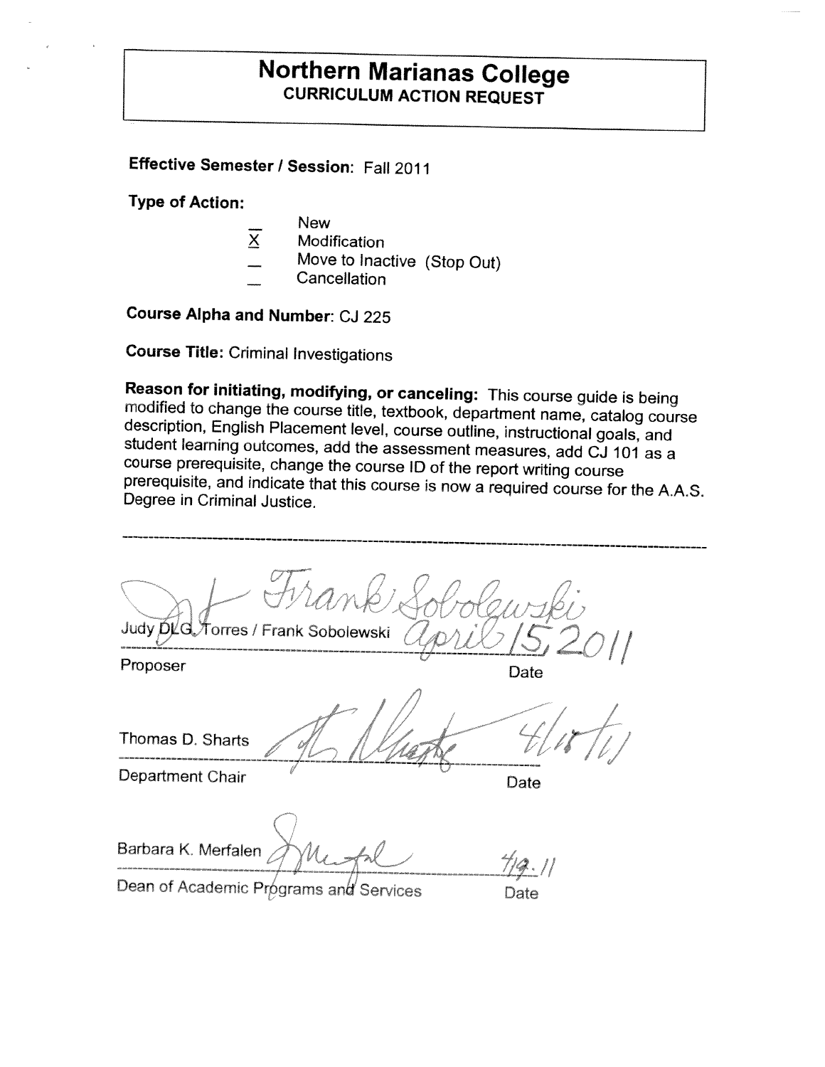# Northern Marianas College
## CURRICULUM ACTION REQUEST

**Effective Semester / Session:** Fall 2011

**Type of Action:**

- _ New
- X Modification
- _ Move to Inactive (Stop Out)
- _ Cancellation

**Course Alpha and Number:** CJ 225

**Course Title:** Criminal Investigations

**Reason for initiating, modifying, or canceling:** This course guide is being modified to change the course title, textbook, department name, catalog course description, English Placement level, course outline, instructional goals, and student learning outcomes, add the assessment measures, add CJ 101 as a course prerequisite, change the course ID of the report writing course prerequisite, and indicate that this course is now a required course for the A.A.S. Degree in Criminal Justice.

---

Judy DLG. Torres / Frank Sobolewski — April 15, 2011

Proposer — Date

Thomas D. Sharts — 4/18/11

Department Chair — Date

Barbara K. Merfalen — 4/19.11

Dean of Academic Programs and Services — Date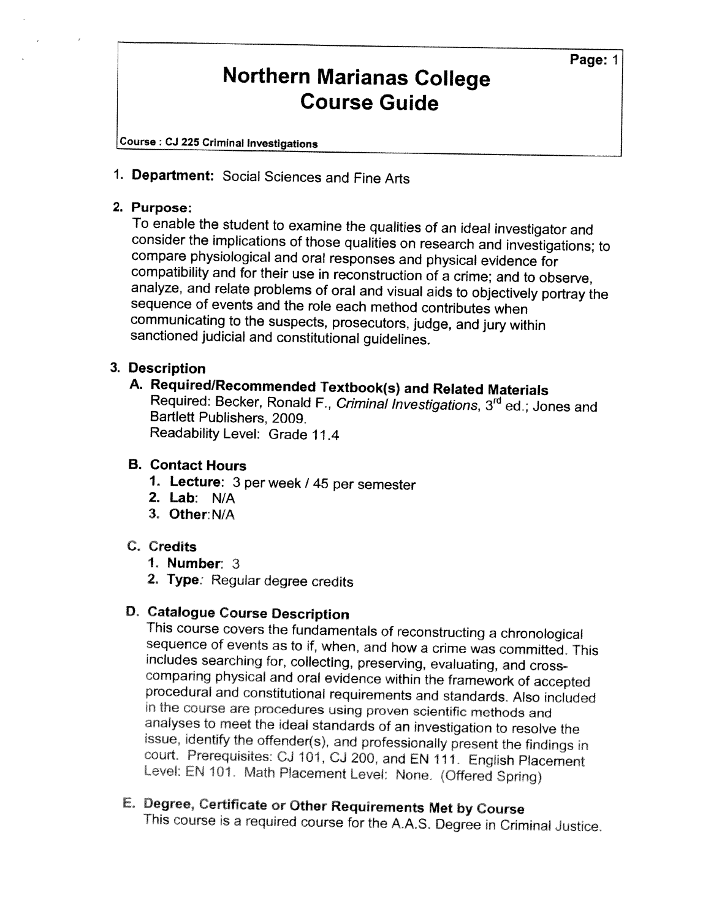# Northern Marianas College Course Guide

**Course : CJ 225 Criminal Investigations**

1. **Department:** Social Sciences and Fine Arts

2. **Purpose:**
   To enable the student to examine the qualities of an ideal investigator and consider the implications of those qualities on research and investigations; to compare physiological and oral responses and physical evidence for compatibility and for their use in reconstruction of a crime; and to observe, analyze, and relate problems of oral and visual aids to objectively portray the sequence of events and the role each method contributes when communicating to the suspects, prosecutors, judge, and jury within sanctioned judicial and constitutional guidelines.

3. **Description**

   **A. Required/Recommended Textbook(s) and Related Materials**
   Required: Becker, Ronald F., *Criminal Investigations*, 3rd ed.; Jones and Bartlett Publishers, 2009.
   Readability Level: Grade 11.4

   **B. Contact Hours**
   1. **Lecture**: 3 per week / 45 per semester
   2. **Lab**: N/A
   3. **Other**: N/A

   **C. Credits**
   1. **Number**: 3
   2. **Type**: Regular degree credits

   **D. Catalogue Course Description**
   This course covers the fundamentals of reconstructing a chronological sequence of events as to if, when, and how a crime was committed. This includes searching for, collecting, preserving, evaluating, and cross-comparing physical and oral evidence within the framework of accepted procedural and constitutional requirements and standards. Also included in the course are procedures using proven scientific methods and analyses to meet the ideal standards of an investigation to resolve the issue, identify the offender(s), and professionally present the findings in court. Prerequisites: CJ 101, CJ 200, and EN 111. English Placement Level: EN 101. Math Placement Level: None. (Offered Spring)

   **E. Degree, Certificate or Other Requirements Met by Course**
   This course is a required course for the A.A.S. Degree in Criminal Justice.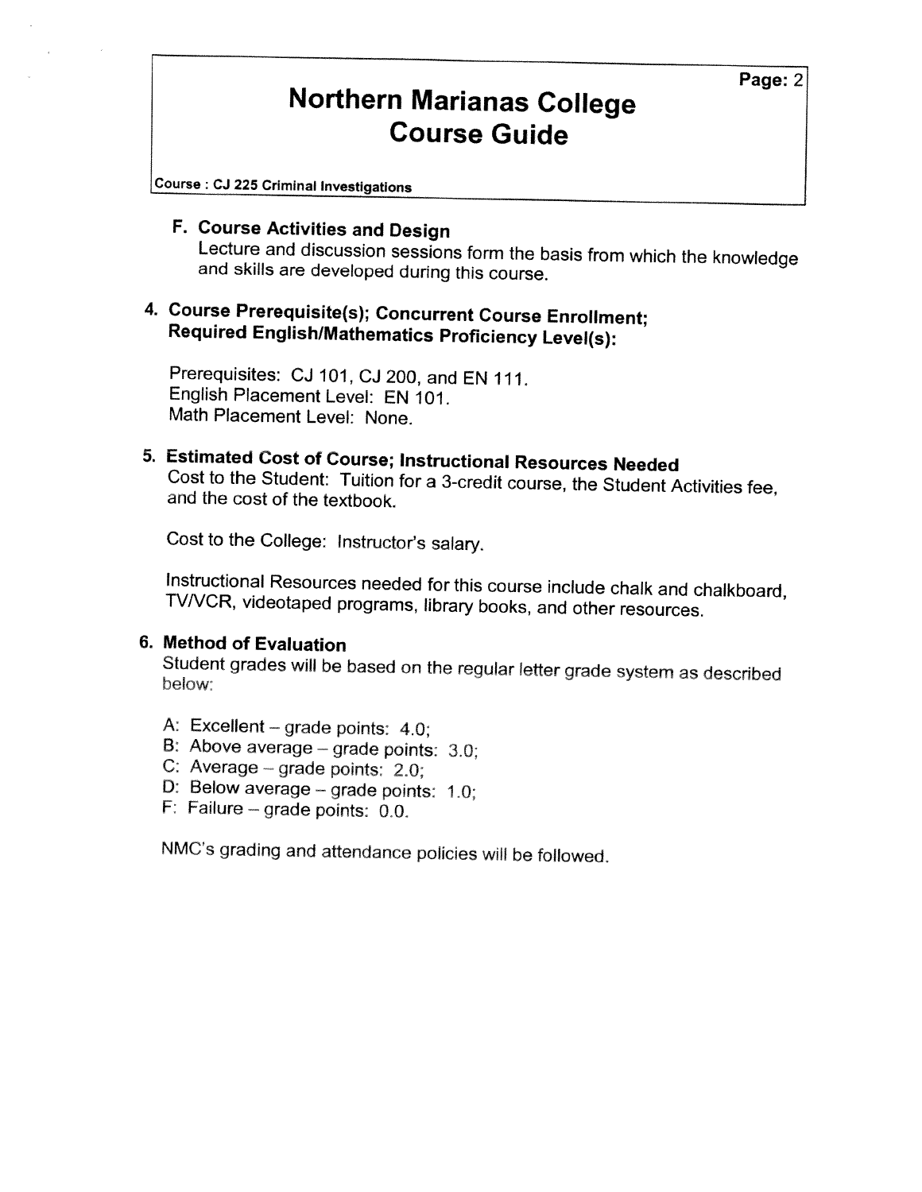### F. Course Activities and Design

Lecture and discussion sessions form the basis from which the knowledge and skills are developed during this course.

## 4. Course Prerequisite(s); Concurrent Course Enrollment; Required English/Mathematics Proficiency Level(s):

Prerequisites: CJ 101, CJ 200, and EN 111.
English Placement Level: EN 101.
Math Placement Level: None.

## 5. Estimated Cost of Course; Instructional Resources Needed

Cost to the Student: Tuition for a 3-credit course, the Student Activities fee, and the cost of the textbook.

Cost to the College: Instructor's salary.

Instructional Resources needed for this course include chalk and chalkboard, TV/VCR, videotaped programs, library books, and other resources.

## 6. Method of Evaluation

Student grades will be based on the regular letter grade system as described below:

A: Excellent – grade points: 4.0;
B: Above average – grade points: 3.0;
C: Average – grade points: 2.0;
D: Below average – grade points: 1.0;
F: Failure – grade points: 0.0.

NMC's grading and attendance policies will be followed.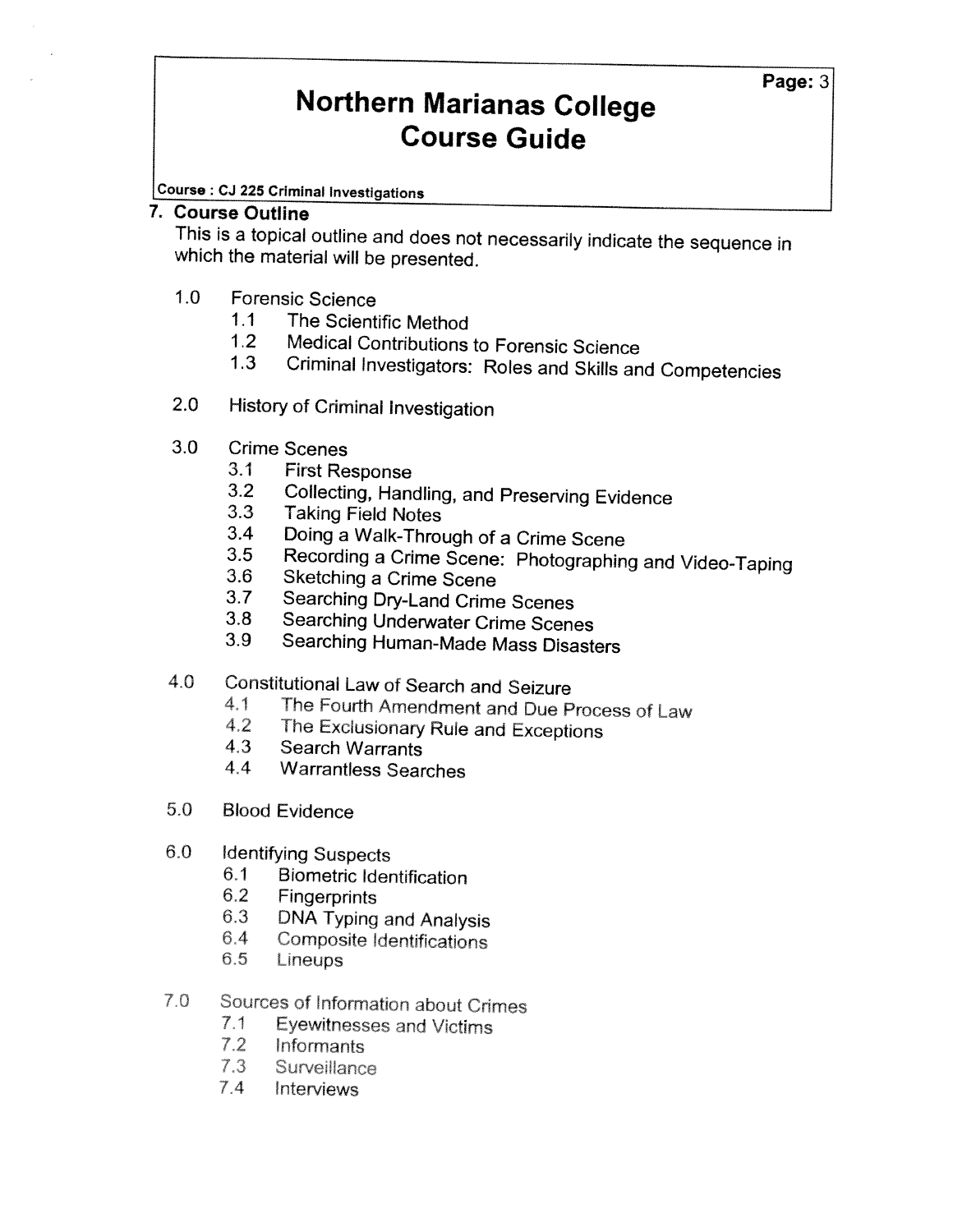# Northern Marianas College Course Guide

**Course : CJ 225 Criminal Investigations**

## 7. Course Outline

This is a topical outline and does not necessarily indicate the sequence in which the material will be presented.

- 1.0 Forensic Science
  - 1.1 The Scientific Method
  - 1.2 Medical Contributions to Forensic Science
  - 1.3 Criminal Investigators: Roles and Skills and Competencies
- 2.0 History of Criminal Investigation
- 3.0 Crime Scenes
  - 3.1 First Response
  - 3.2 Collecting, Handling, and Preserving Evidence
  - 3.3 Taking Field Notes
  - 3.4 Doing a Walk-Through of a Crime Scene
  - 3.5 Recording a Crime Scene: Photographing and Video-Taping
  - 3.6 Sketching a Crime Scene
  - 3.7 Searching Dry-Land Crime Scenes
  - 3.8 Searching Underwater Crime Scenes
  - 3.9 Searching Human-Made Mass Disasters
- 4.0 Constitutional Law of Search and Seizure
  - 4.1 The Fourth Amendment and Due Process of Law
  - 4.2 The Exclusionary Rule and Exceptions
  - 4.3 Search Warrants
  - 4.4 Warrantless Searches
- 5.0 Blood Evidence
- 6.0 Identifying Suspects
  - 6.1 Biometric Identification
  - 6.2 Fingerprints
  - 6.3 DNA Typing and Analysis
  - 6.4 Composite Identifications
  - 6.5 Lineups
- 7.0 Sources of Information about Crimes
  - 7.1 Eyewitnesses and Victims
  - 7.2 Informants
  - 7.3 Surveillance
  - 7.4 Interviews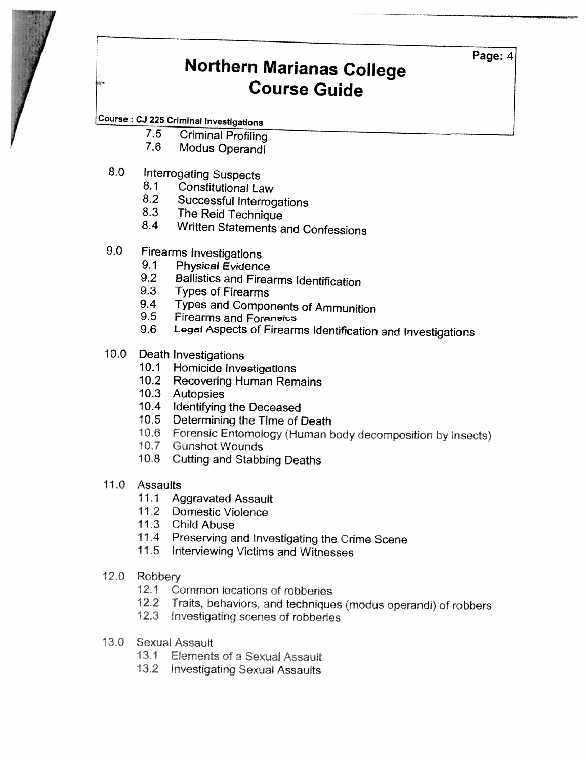7.5 Criminal Profiling
7.6 Modus Operandi

8.0 Interrogating Suspects
- 8.1 Constitutional Law
- 8.2 Successful Interrogations
- 8.3 The Reid Technique
- 8.4 Written Statements and Confessions

9.0 Firearms Investigations
- 9.1 Physical Evidence
- 9.2 Ballistics and Firearms Identification
- 9.3 Types of Firearms
- 9.4 Types and Components of Ammunition
- 9.5 Firearms and Forensics
- 9.6 Legal Aspects of Firearms Identification and Investigations

10.0 Death Investigations
- 10.1 Homicide Investigations
- 10.2 Recovering Human Remains
- 10.3 Autopsies
- 10.4 Identifying the Deceased
- 10.5 Determining the Time of Death
- 10.6 Forensic Entomology (Human body decomposition by insects)
- 10.7 Gunshot Wounds
- 10.8 Cutting and Stabbing Deaths

11.0 Assaults
- 11.1 Aggravated Assault
- 11.2 Domestic Violence
- 11.3 Child Abuse
- 11.4 Preserving and Investigating the Crime Scene
- 11.5 Interviewing Victims and Witnesses

12.0 Robbery
- 12.1 Common locations of robberies
- 12.2 Traits, behaviors, and techniques (modus operandi) of robbers
- 12.3 Investigating scenes of robberies

13.0 Sexual Assault
- 13.1 Elements of a Sexual Assault
- 13.2 Investigating Sexual Assaults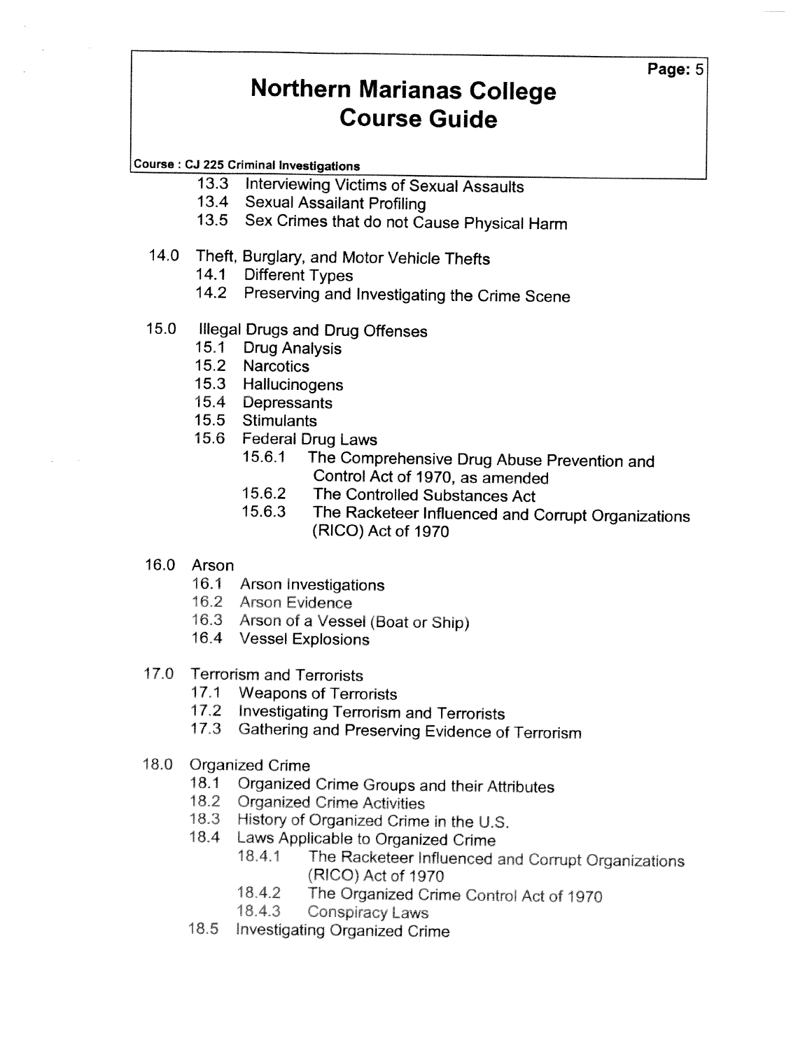- 13.3 Interviewing Victims of Sexual Assaults
- 13.4 Sexual Assailant Profiling
- 13.5 Sex Crimes that do not Cause Physical Harm

14.0 Theft, Burglary, and Motor Vehicle Thefts
- 14.1 Different Types
- 14.2 Preserving and Investigating the Crime Scene

15.0 Illegal Drugs and Drug Offenses
- 15.1 Drug Analysis
- 15.2 Narcotics
- 15.3 Hallucinogens
- 15.4 Depressants
- 15.5 Stimulants
- 15.6 Federal Drug Laws
  - 15.6.1 The Comprehensive Drug Abuse Prevention and Control Act of 1970, as amended
  - 15.6.2 The Controlled Substances Act
  - 15.6.3 The Racketeer Influenced and Corrupt Organizations (RICO) Act of 1970

16.0 Arson
- 16.1 Arson Investigations
- 16.2 Arson Evidence
- 16.3 Arson of a Vessel (Boat or Ship)
- 16.4 Vessel Explosions

17.0 Terrorism and Terrorists
- 17.1 Weapons of Terrorists
- 17.2 Investigating Terrorism and Terrorists
- 17.3 Gathering and Preserving Evidence of Terrorism

18.0 Organized Crime
- 18.1 Organized Crime Groups and their Attributes
- 18.2 Organized Crime Activities
- 18.3 History of Organized Crime in the U.S.
- 18.4 Laws Applicable to Organized Crime
  - 18.4.1 The Racketeer Influenced and Corrupt Organizations (RICO) Act of 1970
  - 18.4.2 The Organized Crime Control Act of 1970
  - 18.4.3 Conspiracy Laws
- 18.5 Investigating Organized Crime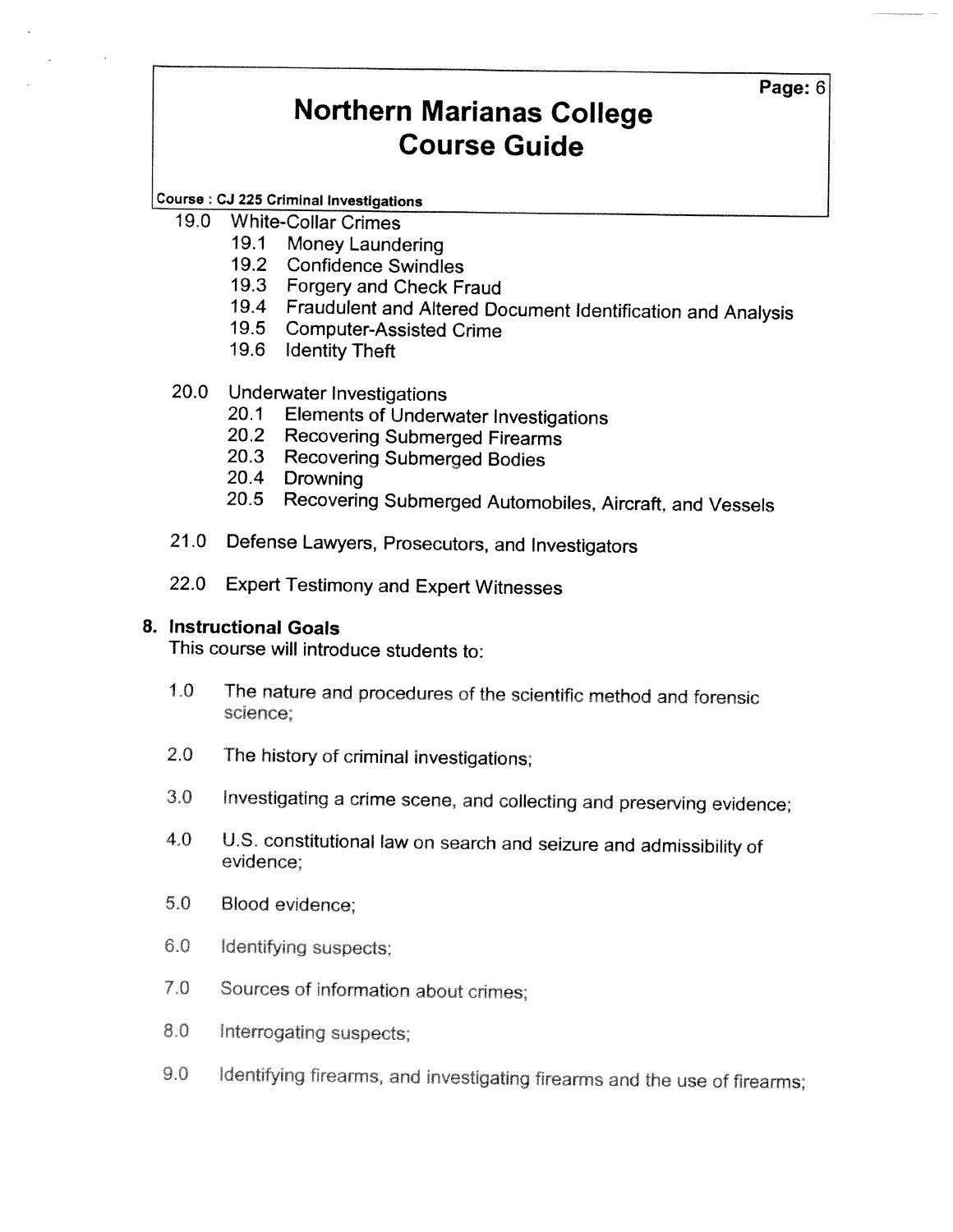Course : CJ 225 Criminal Investigations

- 19.0 White-Collar Crimes
  - 19.1 Money Laundering
  - 19.2 Confidence Swindles
  - 19.3 Forgery and Check Fraud
  - 19.4 Fraudulent and Altered Document Identification and Analysis
  - 19.5 Computer-Assisted Crime
  - 19.6 Identity Theft

- 20.0 Underwater Investigations
  - 20.1 Elements of Underwater Investigations
  - 20.2 Recovering Submerged Firearms
  - 20.3 Recovering Submerged Bodies
  - 20.4 Drowning
  - 20.5 Recovering Submerged Automobiles, Aircraft, and Vessels

- 21.0 Defense Lawyers, Prosecutors, and Investigators

- 22.0 Expert Testimony and Expert Witnesses

## 8. Instructional Goals

This course will introduce students to:

1.0 The nature and procedures of the scientific method and forensic science;

2.0 The history of criminal investigations;

3.0 Investigating a crime scene, and collecting and preserving evidence;

4.0 U.S. constitutional law on search and seizure and admissibility of evidence;

5.0 Blood evidence;

6.0 Identifying suspects;

7.0 Sources of information about crimes;

8.0 Interrogating suspects;

9.0 Identifying firearms, and investigating firearms and the use of firearms;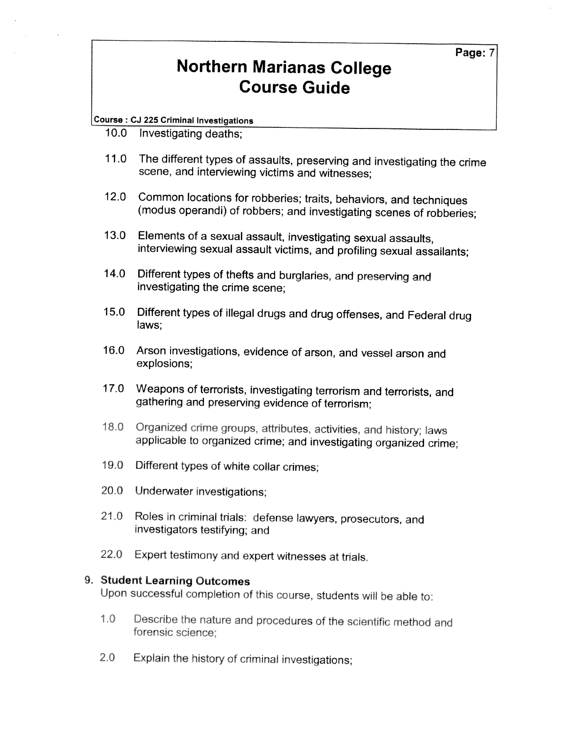10.0 Investigating deaths;

11.0 The different types of assaults, preserving and investigating the crime scene, and interviewing victims and witnesses;

12.0 Common locations for robberies; traits, behaviors, and techniques (modus operandi) of robbers; and investigating scenes of robberies;

13.0 Elements of a sexual assault, investigating sexual assaults, interviewing sexual assault victims, and profiling sexual assailants;

14.0 Different types of thefts and burglaries, and preserving and investigating the crime scene;

15.0 Different types of illegal drugs and drug offenses, and Federal drug laws;

16.0 Arson investigations, evidence of arson, and vessel arson and explosions;

17.0 Weapons of terrorists, investigating terrorism and terrorists, and gathering and preserving evidence of terrorism;

18.0 Organized crime groups, attributes, activities, and history; laws applicable to organized crime; and investigating organized crime;

19.0 Different types of white collar crimes;

20.0 Underwater investigations;

21.0 Roles in criminal trials: defense lawyers, prosecutors, and investigators testifying; and

22.0 Expert testimony and expert witnesses at trials.

## 9. Student Learning Outcomes

Upon successful completion of this course, students will be able to:

1.0 Describe the nature and procedures of the scientific method and forensic science;

2.0 Explain the history of criminal investigations;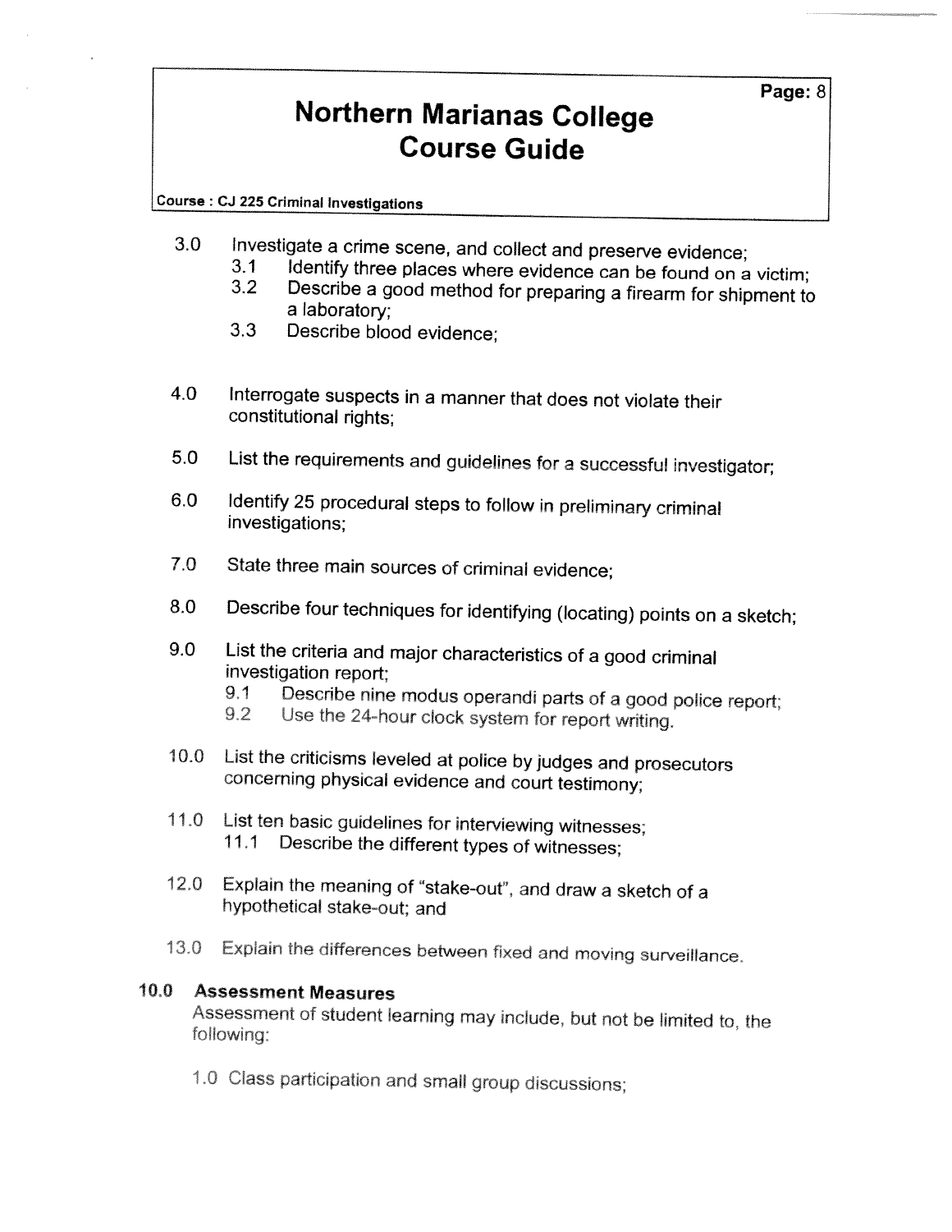3.0 Investigate a crime scene, and collect and preserve evidence;
  - 3.1 Identify three places where evidence can be found on a victim;
  - 3.2 Describe a good method for preparing a firearm for shipment to a laboratory;
  - 3.3 Describe blood evidence;

4.0 Interrogate suspects in a manner that does not violate their constitutional rights;

5.0 List the requirements and guidelines for a successful investigator;

6.0 Identify 25 procedural steps to follow in preliminary criminal investigations;

7.0 State three main sources of criminal evidence;

8.0 Describe four techniques for identifying (locating) points on a sketch;

9.0 List the criteria and major characteristics of a good criminal investigation report;
  - 9.1 Describe nine modus operandi parts of a good police report;
  - 9.2 Use the 24-hour clock system for report writing.

10.0 List the criticisms leveled at police by judges and prosecutors concerning physical evidence and court testimony;

11.0 List ten basic guidelines for interviewing witnesses;
  - 11.1 Describe the different types of witnesses;

12.0 Explain the meaning of "stake-out", and draw a sketch of a hypothetical stake-out; and

13.0 Explain the differences between fixed and moving surveillance.

## 10.0 Assessment Measures

Assessment of student learning may include, but not be limited to, the following:

1.0 Class participation and small group discussions;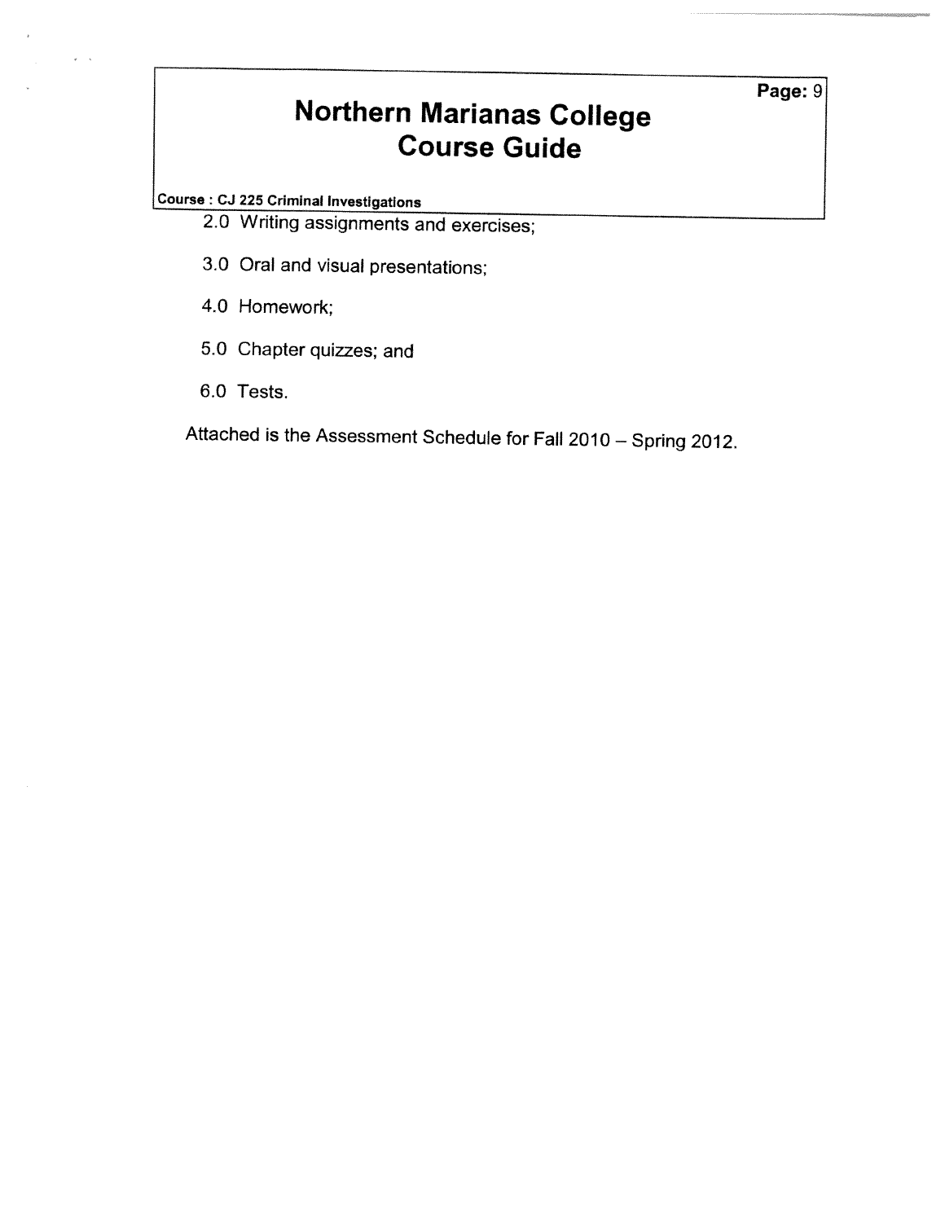2.0 Writing assignments and exercises;

3.0 Oral and visual presentations;

4.0 Homework;

5.0 Chapter quizzes; and

6.0 Tests.

Attached is the Assessment Schedule for Fall 2010 – Spring 2012.